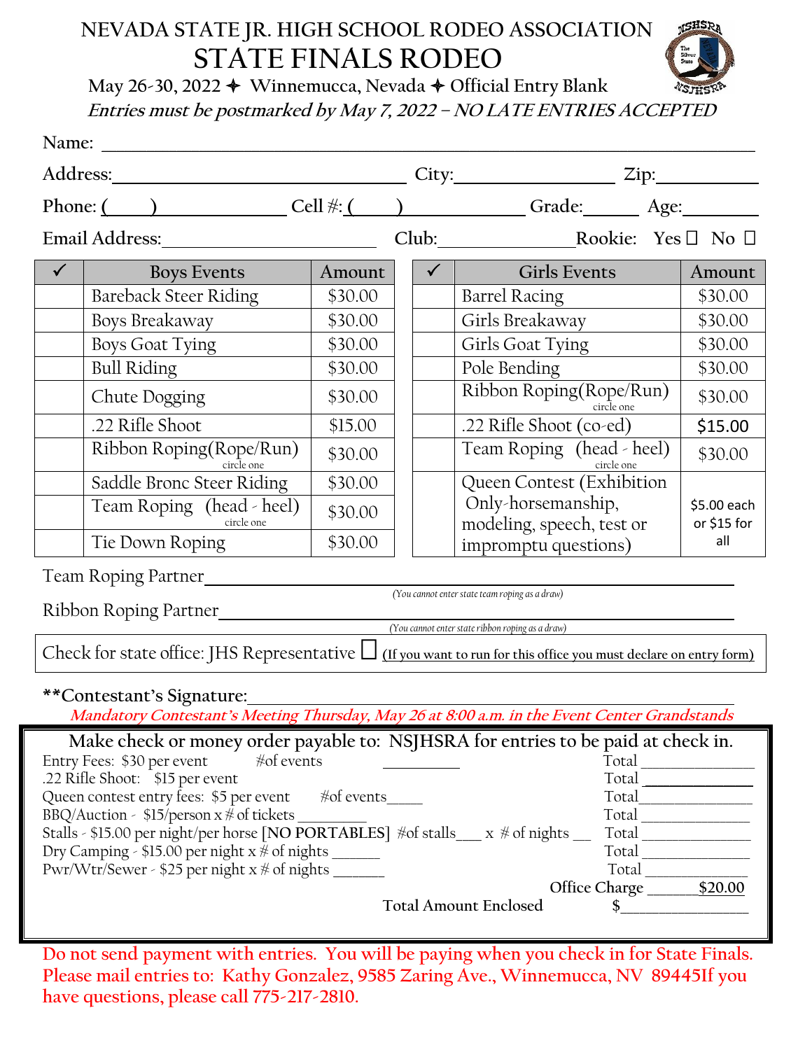# NEVADA STATE JR. HIGH SCHOOL RODEO ASSOCIATION

# STATE FINALS RODEO

May 26-30, 2022 ✦ Winnemucca, Nevada ✦ Official Entry Blank

***Entries must be postmarked by May 7, 2022 – NO LATE ENTRIES ACCEPTED***

Name: ______________________________________________________________

Address: ____________________________ City: ________________ Zip: __________

Phone: (____) ______________ Cell #: (____) ______________ Grade: ______ Age: ________

Email Address: ______________________ Club: ______________ Rookie: Yes ☐ No ☐

| ✓ | Boys Events | Amount |
|---|---|---|
| | Bareback Steer Riding | $30.00 |
| | Boys Breakaway | $30.00 |
| | Boys Goat Tying | $30.00 |
| | Bull Riding | $30.00 |
| | Chute Dogging | $30.00 |
| | .22 Rifle Shoot | $15.00 |
| | Ribbon Roping(Rope/Run) circle one | $30.00 |
| | Saddle Bronc Steer Riding | $30.00 |
| | Team Roping (head - heel) circle one | $30.00 |
| | Tie Down Roping | $30.00 |

| ✓ | Girls Events | Amount |
|---|---|---|
| | Barrel Racing | $30.00 |
| | Girls Breakaway | $30.00 |
| | Girls Goat Tying | $30.00 |
| | Pole Bending | $30.00 |
| | Ribbon Roping(Rope/Run) circle one | $30.00 |
| | .22 Rifle Shoot (co-ed) | $15.00 |
| | Team Roping (head - heel) circle one | $30.00 |
| | Queen Contest (Exhibition Only-horsemanship, modeling, speech, test or impromptu questions) | $5.00 each or $15 for all |

Team Roping Partner ______________________________________________
*(You cannot enter state team roping as a draw)*

Ribbon Roping Partner ____________________________________________
*(You cannot enter state ribbon roping as a draw)*

Check for state office: JHS Representative ☐ (If you want to run for this office you must declare on entry form)

**Contestant's Signature: ___________________________________________

*Mandatory Contestant's Meeting Thursday, May 26 at 8:00 a.m. in the Event Center Grandstands*

Make check or money order payable to: NSJHSRA for entries to be paid at check in.

Entry Fees: $30 per event #of events __________ Total ______________

.22 Rifle Shoot: $15 per event Total ______________

Queen contest entry fees: $5 per event #of events_____ Total ______________

BBQ/Auction - $15/person x # of tickets _________ Total ______________

Stalls - $15.00 per night/per horse [NO PORTABLES] #of stalls___ x # of nights __ Total ______________

Dry Camping - $15.00 per night x # of nights ______ Total ______________

Pwr/Wtr/Sewer - $25 per night x # of nights ______ Total ______________

Office Charge ______$20.00

Total Amount Enclosed $______________

Do not send payment with entries. You will be paying when you check in for State Finals. Please mail entries to: Kathy Gonzalez, 9585 Zaring Ave., Winnemucca, NV 89445If you have questions, please call 775-217-2810.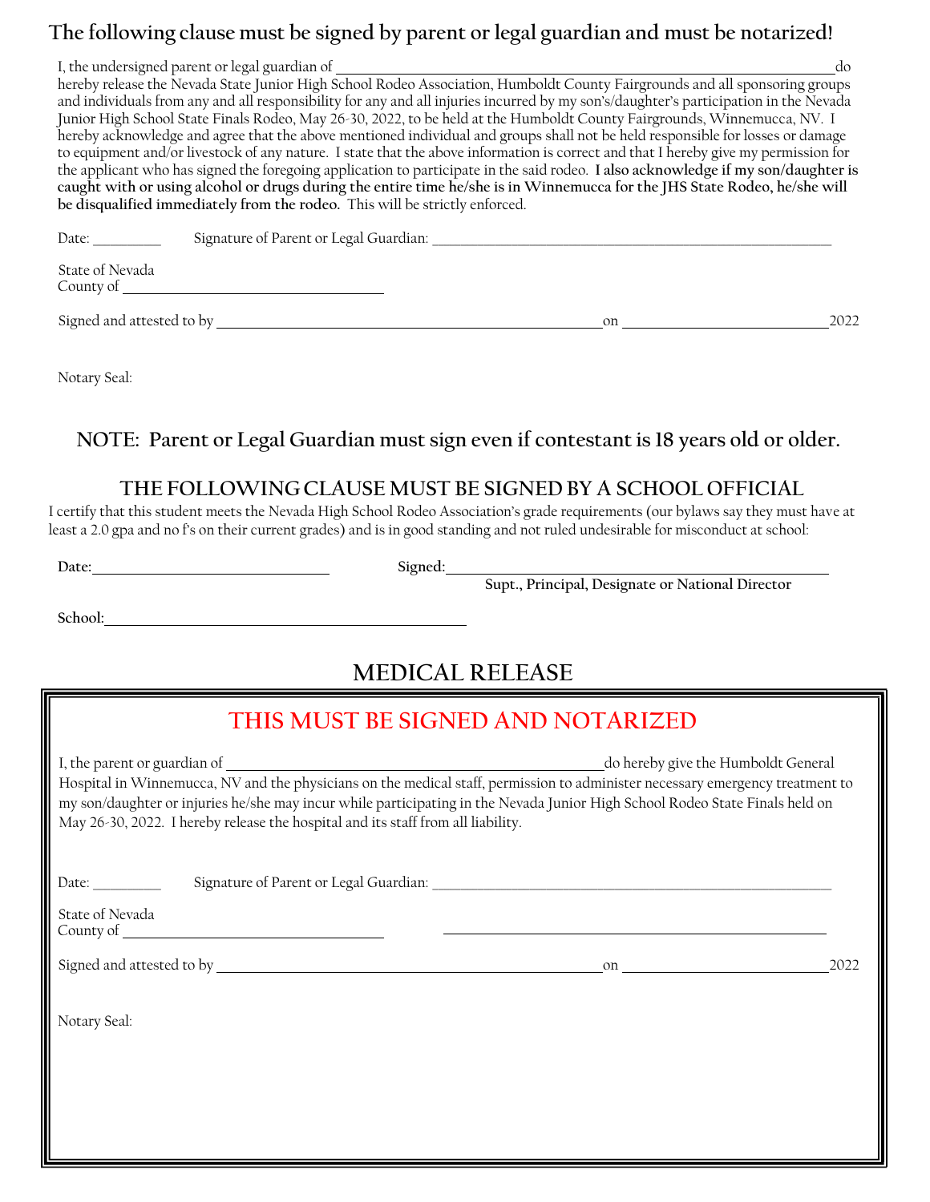## The following clause must be signed by parent or legal guardian and must be notarized!

I, the undersigned parent or legal guardian of ______________________________________________ do hereby release the Nevada State Junior High School Rodeo Association, Humboldt County Fairgrounds and all sponsoring groups and individuals from any and all responsibility for any and all injuries incurred by my son's/daughter's participation in the Nevada Junior High School State Finals Rodeo, May 26-30, 2022, to be held at the Humboldt County Fairgrounds, Winnemucca, NV. I hereby acknowledge and agree that the above mentioned individual and groups shall not be held responsible for losses or damage to equipment and/or livestock of any nature. I state that the above information is correct and that I hereby give my permission for the applicant who has signed the foregoing application to participate in the said rodeo. **I also acknowledge if my son/daughter is caught with or using alcohol or drugs during the entire time he/she is in Winnemucca for the JHS State Rodeo, he/she will be disqualified immediately from the rodeo.** This will be strictly enforced.

Date: _________ Signature of Parent or Legal Guardian: ______________________________________________

State of Nevada
County of ______________________________

Signed and attested to by ______________________________________________ on ________________________ 2022

Notary Seal:

### NOTE: Parent or Legal Guardian must sign even if contestant is 18 years old or older.

### THE FOLLOWING CLAUSE MUST BE SIGNED BY A SCHOOL OFFICIAL

I certify that this student meets the Nevada High School Rodeo Association's grade requirements (our bylaws say they must have at least a 2.0 gpa and no f's on their current grades) and is in good standing and not ruled undesirable for misconduct at school:

**Date:** ____________________________ **Signed:** ______________________________________________
**Supt., Principal, Designate or National Director**

**School:** ______________________________________________

## MEDICAL RELEASE

### THIS MUST BE SIGNED AND NOTARIZED

I, the parent or guardian of ______________________________________________ do hereby give the Humboldt General Hospital in Winnemucca, NV and the physicians on the medical staff, permission to administer necessary emergency treatment to my son/daughter or injuries he/she may incur while participating in the Nevada Junior High School Rodeo State Finals held on May 26-30, 2022. I hereby release the hospital and its staff from all liability.

Date: _________ Signature of Parent or Legal Guardian: ______________________________________________

State of Nevada
County of ______________________________ ______________________________________________

Signed and attested to by ______________________________________________ on ________________________ 2022

Notary Seal: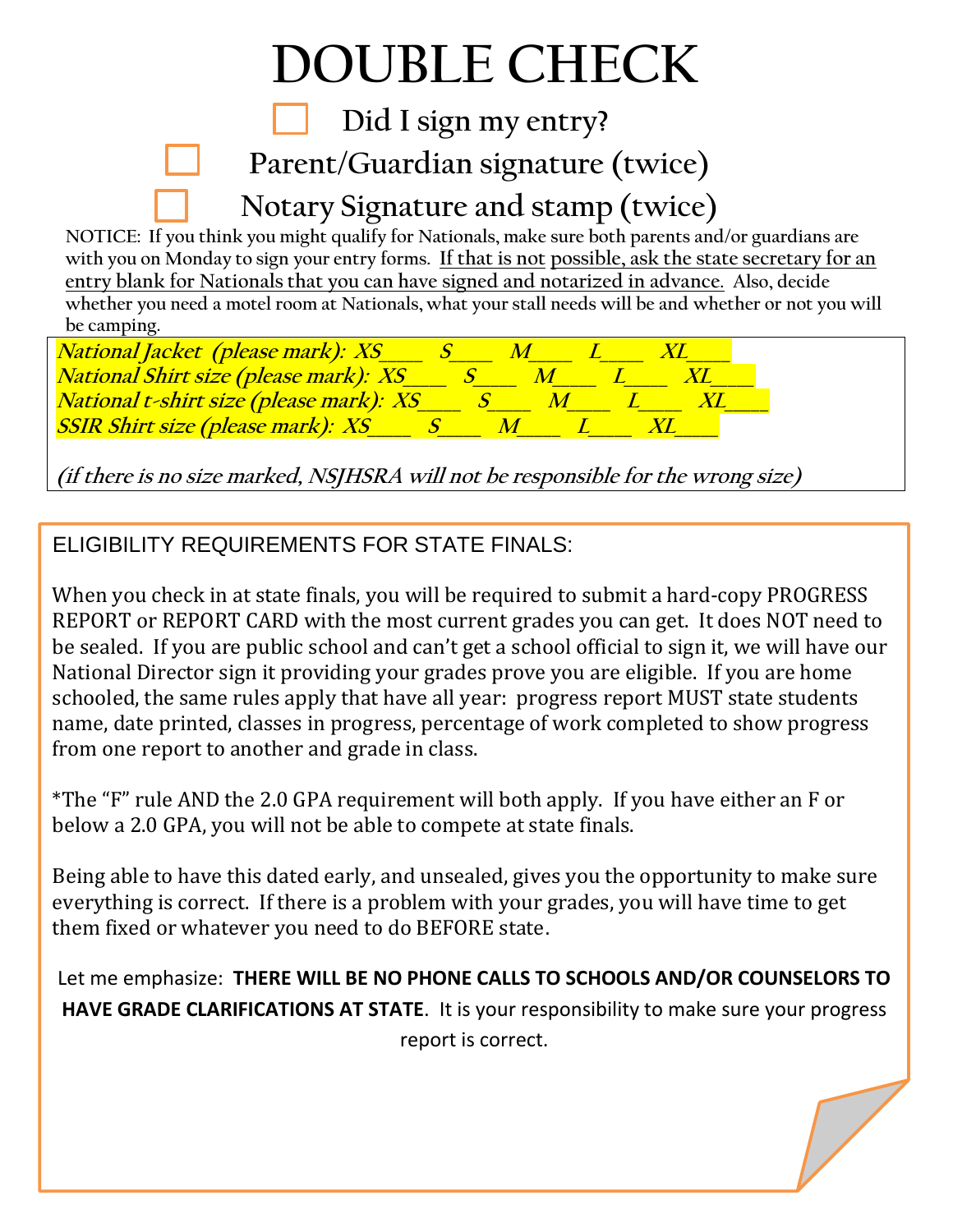# DOUBLE CHECK

☐ Did I sign my entry?

☐ Parent/Guardian signature (twice)

☐ Notary Signature and stamp (twice)

**NOTICE: If you think you might qualify for Nationals, make sure both parents and/or guardians are with you on Monday to sign your entry forms. <u>If that is not possible, ask the state secretary for an entry blank for Nationals that you can have signed and notarized in advance.</u> Also, decide whether you need a motel room at Nationals, what your stall needs will be and whether or not you will be camping.**

***National Jacket (please mark): XS____ S____ M____ L____ XL____***
***National Shirt size (please mark): XS____ S____ M____ L____ XL____***
***National t-shirt size (please mark): XS____ S____ M____ L____ XL____***
***SSIR Shirt size (please mark): XS____ S____ M____ L____ XL____***

***(if there is no size marked, NSJHSRA will not be responsible for the wrong size)***

ELIGIBILITY REQUIREMENTS FOR STATE FINALS:

When you check in at state finals, you will be required to submit a hard-copy PROGRESS REPORT or REPORT CARD with the most current grades you can get. It does NOT need to be sealed. If you are public school and can't get a school official to sign it, we will have our National Director sign it providing your grades prove you are eligible. If you are home schooled, the same rules apply that have all year: progress report MUST state students name, date printed, classes in progress, percentage of work completed to show progress from one report to another and grade in class.

*The "F" rule AND the 2.0 GPA requirement will both apply. If you have either an F or below a 2.0 GPA, you will not be able to compete at state finals.

Being able to have this dated early, and unsealed, gives you the opportunity to make sure everything is correct. If there is a problem with your grades, you will have time to get them fixed or whatever you need to do BEFORE state.

Let me emphasize: **THERE WILL BE NO PHONE CALLS TO SCHOOLS AND/OR COUNSELORS TO HAVE GRADE CLARIFICATIONS AT STATE**. It is your responsibility to make sure your progress report is correct.